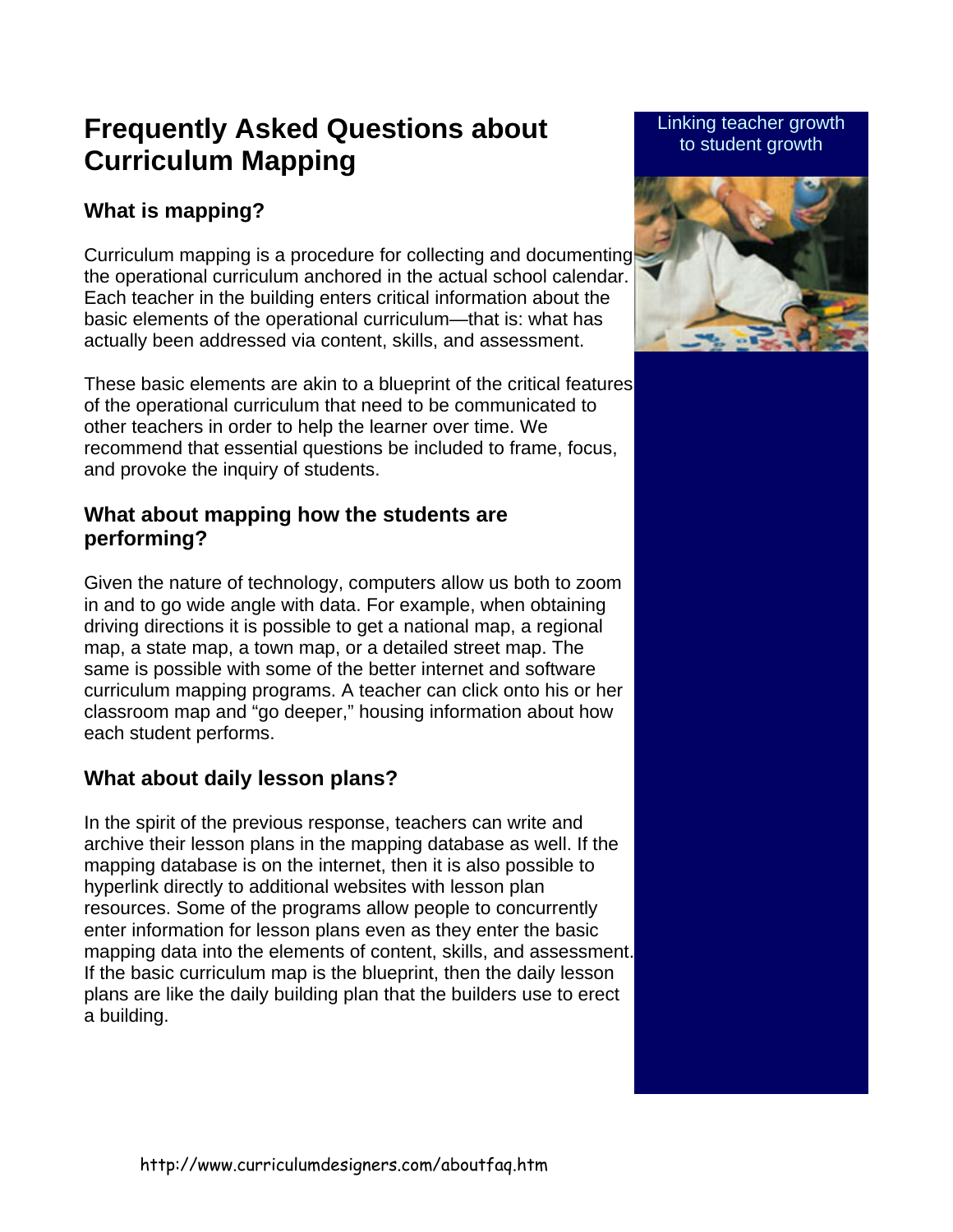# Frequently Asked Questions about Curriculum Mapping

Linking teacher growth to student growth

## What is mapping?

Curriculum mapping is a procedure for collecting and documenting the operational curriculum anchored in the actual school calendar. Each teacher in the building enters critical information about the basic elements of the operational curriculum—that is: what has actually been addressed via content, skills, and assessment.

These basic elements are akin to a blueprint of the critical features of the operational curriculum that need to be communicated to other teachers in order to help the learner over time. We recommend that essential questions be included to frame, focus, and provoke the inquiry of students.

## What about mapping how the students are performing?

Given the nature of technology, computers allow us both to zoom in and to go wide angle with data. For example, when obtaining driving directions it is possible to get a national map, a regional map, a state map, a town map, or a detailed street map. The same is possible with some of the better internet and software curriculum mapping programs. A teacher can click onto his or her classroom map and "go deeper," housing information about how each student performs.

## What about daily lesson plans?

In the spirit of the previous response, teachers can write and archive their lesson plans in the mapping database as well. If the mapping database is on the internet, then it is also possible to hyperlink directly to additional websites with lesson plan resources. Some of the programs allow people to concurrently enter information for lesson plans even as they enter the basic mapping data into the elements of content, skills, and assessment. If the basic curriculum map is the blueprint, then the daily lesson plans are like the daily building plan that the builders use to erect a building.

http://www.curriculumdesigners.com/aboutfaq.htm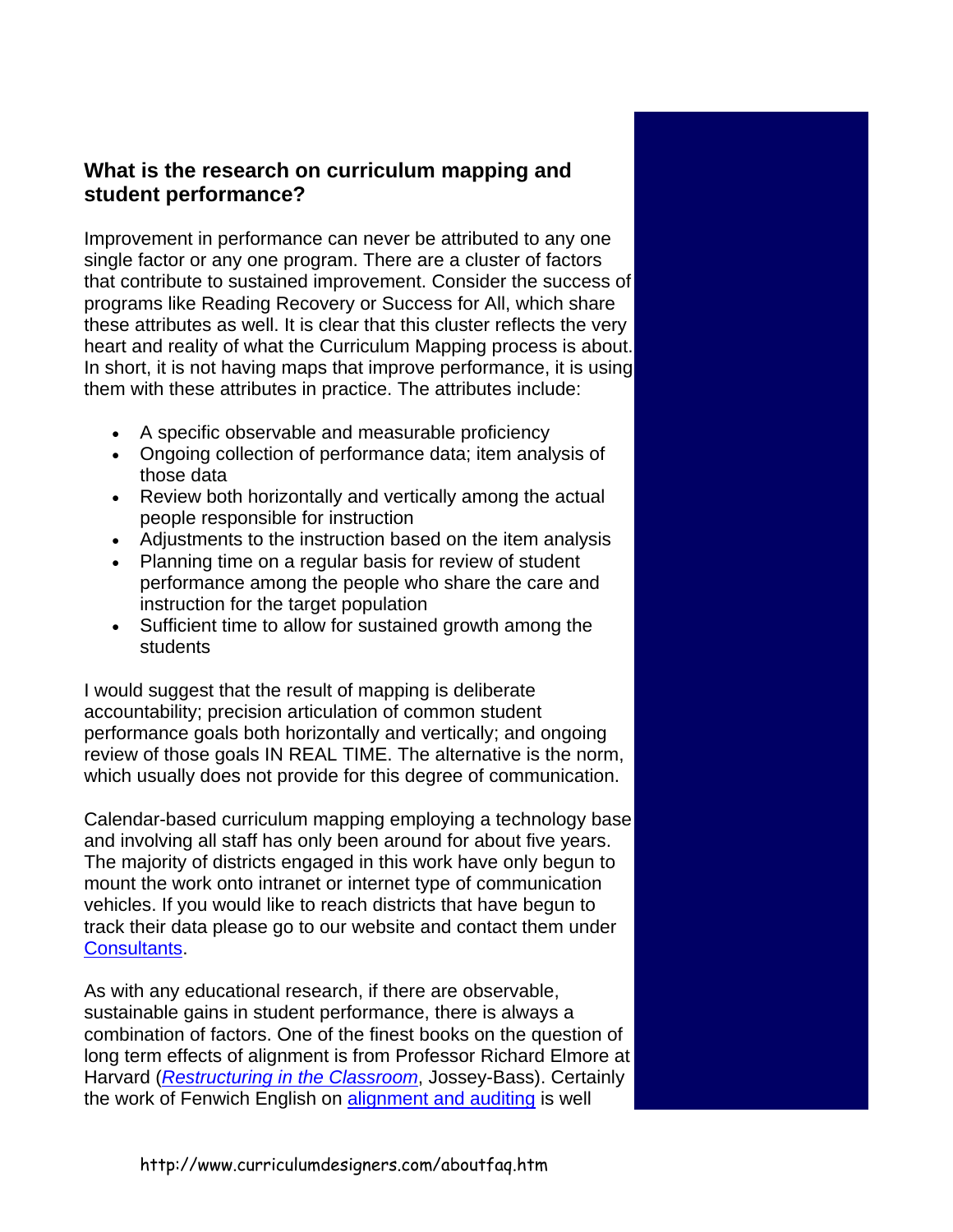### What is the research on curriculum mapping and student performance?

Improvement in performance can never be attributed to any one single factor or any one program. There are a cluster of factors that contribute to sustained improvement. Consider the success of programs like Reading Recovery or Success for All, which share these attributes as well. It is clear that this cluster reflects the very heart and reality of what the Curriculum Mapping process is about. In short, it is not having maps that improve performance, it is using them with these attributes in practice. The attributes include:

- A specific observable and measurable proficiency
- Ongoing collection of performance data; item analysis of those data
- Review both horizontally and vertically among the actual people responsible for instruction
- Adjustments to the instruction based on the item analysis
- Planning time on a regular basis for review of student performance among the people who share the care and instruction for the target population
- Sufficient time to allow for sustained growth among the students

I would suggest that the result of mapping is deliberate accountability; precision articulation of common student performance goals both horizontally and vertically; and ongoing review of those goals IN REAL TIME. The alternative is the norm, which usually does not provide for this degree of communication.

Calendar-based curriculum mapping employing a technology base and involving all staff has only been around for about five years. The majority of districts engaged in this work have only begun to mount the work onto intranet or internet type of communication vehicles. If you would like to reach districts that have begun to track their data please go to our website and contact them under Consultants.

As with any educational research, if there are observable, sustainable gains in student performance, there is always a combination of factors. One of the finest books on the question of long term effects of alignment is from Professor Richard Elmore at Harvard (*Restructuring in the Classroom*, Jossey-Bass). Certainly the work of Fenwich English on alignment and auditing is well

http://www.curriculumdesigners.com/aboutfaq.htm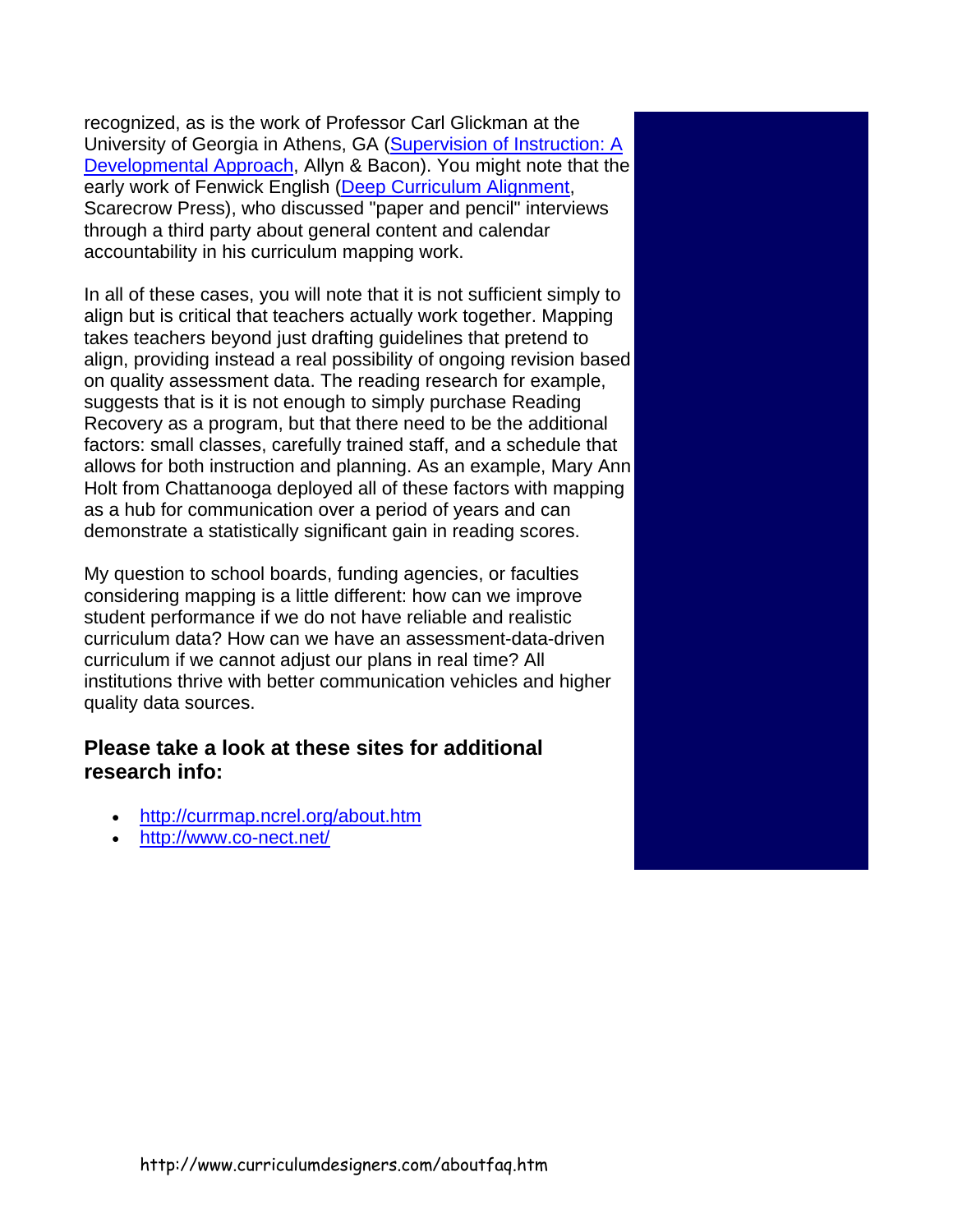recognized, as is the work of Professor Carl Glickman at the University of Georgia in Athens, GA (Supervision of Instruction: A Developmental Approach, Allyn & Bacon). You might note that the early work of Fenwick English (Deep Curriculum Alignment, Scarecrow Press), who discussed "paper and pencil" interviews through a third party about general content and calendar accountability in his curriculum mapping work.

In all of these cases, you will note that it is not sufficient simply to align but is critical that teachers actually work together. Mapping takes teachers beyond just drafting guidelines that pretend to align, providing instead a real possibility of ongoing revision based on quality assessment data. The reading research for example, suggests that is it is not enough to simply purchase Reading Recovery as a program, but that there need to be the additional factors: small classes, carefully trained staff, and a schedule that allows for both instruction and planning. As an example, Mary Ann Holt from Chattanooga deployed all of these factors with mapping as a hub for communication over a period of years and can demonstrate a statistically significant gain in reading scores.

My question to school boards, funding agencies, or faculties considering mapping is a little different: how can we improve student performance if we do not have reliable and realistic curriculum data? How can we have an assessment-data-driven curriculum if we cannot adjust our plans in real time? All institutions thrive with better communication vehicles and higher quality data sources.

### Please take a look at these sites for additional research info:

- http://currmap.ncrel.org/about.htm
- http://www.co-nect.net/